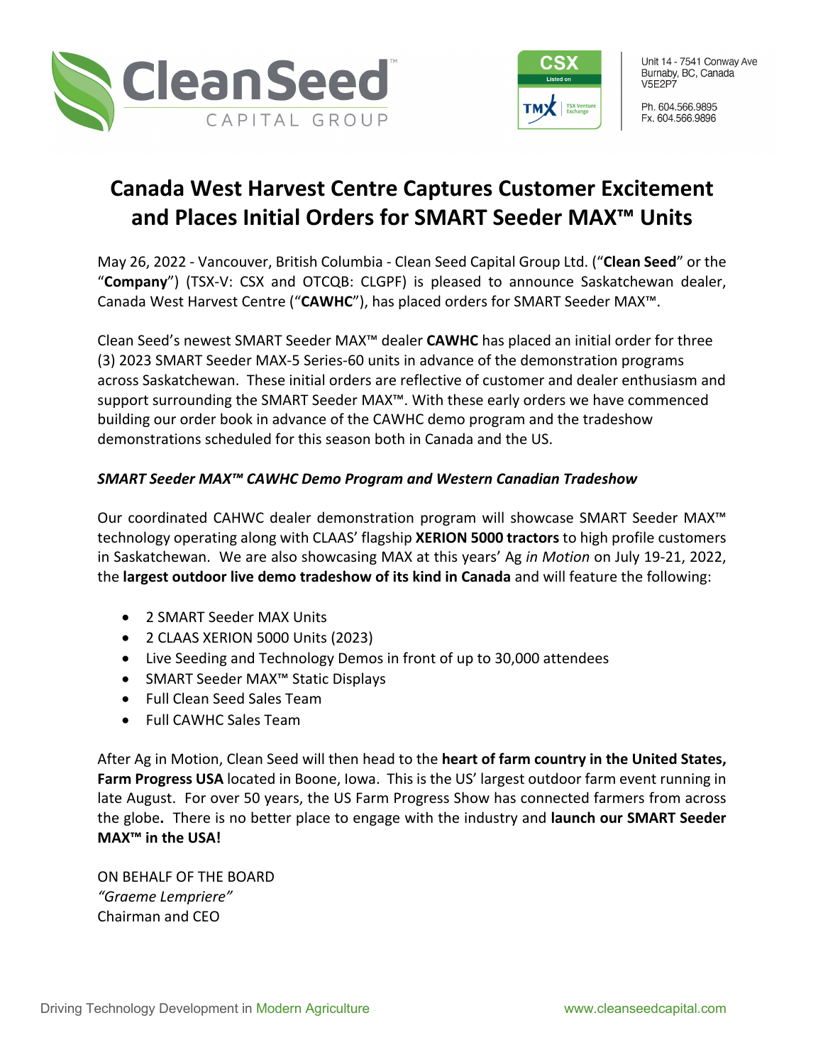Unit 14 - 7541 Conway Ave
Burnaby, BC, Canada
V5E2P7

Ph. 604.566.9895
Fx. 604.566.9896

# Canada West Harvest Centre Captures Customer Excitement and Places Initial Orders for SMART Seeder MAX™ Units

May 26, 2022 - Vancouver, British Columbia - Clean Seed Capital Group Ltd. ("**Clean Seed**" or the "**Company**") (TSX-V: CSX and OTCQB: CLGPF) is pleased to announce Saskatchewan dealer, Canada West Harvest Centre ("**CAWHC**"), has placed orders for SMART Seeder MAX™.

Clean Seed's newest SMART Seeder MAX™ dealer **CAWHC** has placed an initial order for three (3) 2023 SMART Seeder MAX-5 Series-60 units in advance of the demonstration programs across Saskatchewan. These initial orders are reflective of customer and dealer enthusiasm and support surrounding the SMART Seeder MAX™. With these early orders we have commenced building our order book in advance of the CAWHC demo program and the tradeshow demonstrations scheduled for this season both in Canada and the US.

***SMART Seeder MAX™ CAWHC Demo Program and Western Canadian Tradeshow***

Our coordinated CAHWC dealer demonstration program will showcase SMART Seeder MAX™ technology operating along with CLAAS' flagship **XERION 5000 tractors** to high profile customers in Saskatchewan. We are also showcasing MAX at this years' Ag *in Motion* on July 19-21, 2022, the **largest outdoor live demo tradeshow of its kind in Canada** and will feature the following:

- 2 SMART Seeder MAX Units
- 2 CLAAS XERION 5000 Units (2023)
- Live Seeding and Technology Demos in front of up to 30,000 attendees
- SMART Seeder MAX™ Static Displays
- Full Clean Seed Sales Team
- Full CAWHC Sales Team

After Ag in Motion, Clean Seed will then head to the **heart of farm country in the United States, Farm Progress USA** located in Boone, Iowa. This is the US' largest outdoor farm event running in late August. For over 50 years, the US Farm Progress Show has connected farmers from across the globe**.** There is no better place to engage with the industry and **launch our SMART Seeder MAX™ in the USA!**

ON BEHALF OF THE BOARD
*"Graeme Lempriere"*
Chairman and CEO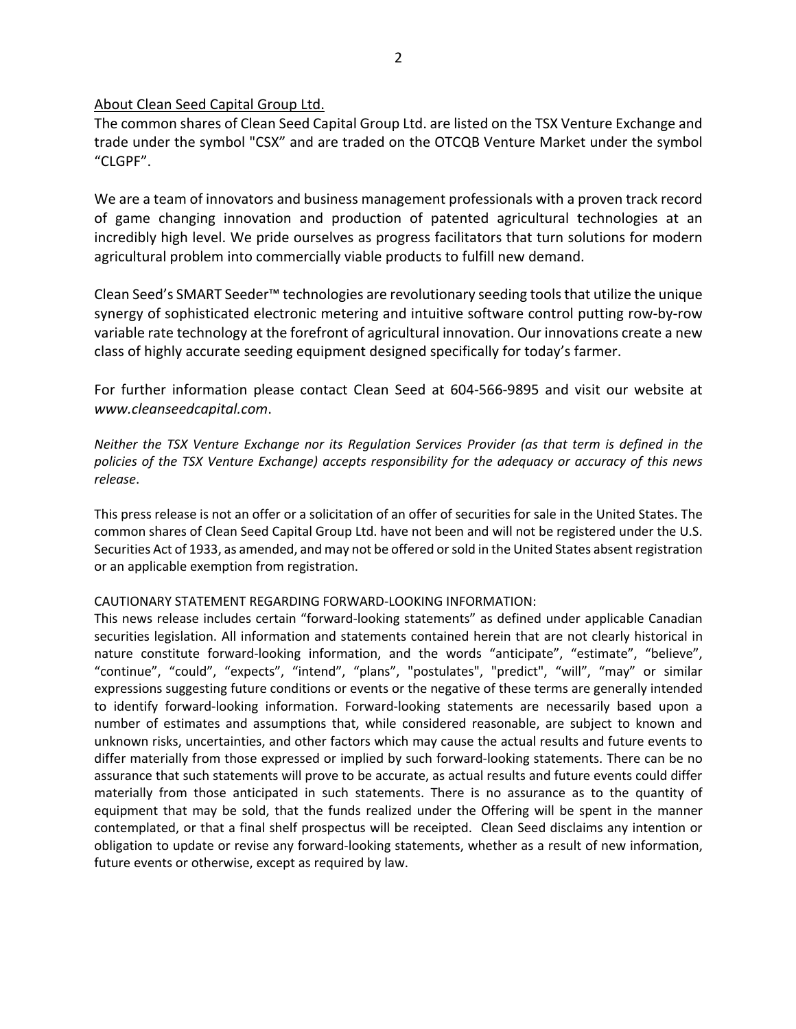About Clean Seed Capital Group Ltd.

The common shares of Clean Seed Capital Group Ltd. are listed on the TSX Venture Exchange and trade under the symbol "CSX" and are traded on the OTCQB Venture Market under the symbol "CLGPF".

We are a team of innovators and business management professionals with a proven track record of game changing innovation and production of patented agricultural technologies at an incredibly high level. We pride ourselves as progress facilitators that turn solutions for modern agricultural problem into commercially viable products to fulfill new demand.

Clean Seed's SMART Seeder™ technologies are revolutionary seeding tools that utilize the unique synergy of sophisticated electronic metering and intuitive software control putting row-by-row variable rate technology at the forefront of agricultural innovation. Our innovations create a new class of highly accurate seeding equipment designed specifically for today's farmer.

For further information please contact Clean Seed at 604-566-9895 and visit our website at *www.cleanseedcapital.com*.

*Neither the TSX Venture Exchange nor its Regulation Services Provider (as that term is defined in the policies of the TSX Venture Exchange) accepts responsibility for the adequacy or accuracy of this news release*.

This press release is not an offer or a solicitation of an offer of securities for sale in the United States. The common shares of Clean Seed Capital Group Ltd. have not been and will not be registered under the U.S. Securities Act of 1933, as amended, and may not be offered or sold in the United States absent registration or an applicable exemption from registration.

CAUTIONARY STATEMENT REGARDING FORWARD-LOOKING INFORMATION:

This news release includes certain "forward-looking statements" as defined under applicable Canadian securities legislation. All information and statements contained herein that are not clearly historical in nature constitute forward-looking information, and the words "anticipate", "estimate", "believe", "continue", "could", "expects", "intend", "plans", "postulates", "predict", "will", "may" or similar expressions suggesting future conditions or events or the negative of these terms are generally intended to identify forward-looking information. Forward-looking statements are necessarily based upon a number of estimates and assumptions that, while considered reasonable, are subject to known and unknown risks, uncertainties, and other factors which may cause the actual results and future events to differ materially from those expressed or implied by such forward-looking statements. There can be no assurance that such statements will prove to be accurate, as actual results and future events could differ materially from those anticipated in such statements. There is no assurance as to the quantity of equipment that may be sold, that the funds realized under the Offering will be spent in the manner contemplated, or that a final shelf prospectus will be receipted. Clean Seed disclaims any intention or obligation to update or revise any forward-looking statements, whether as a result of new information, future events or otherwise, except as required by law.